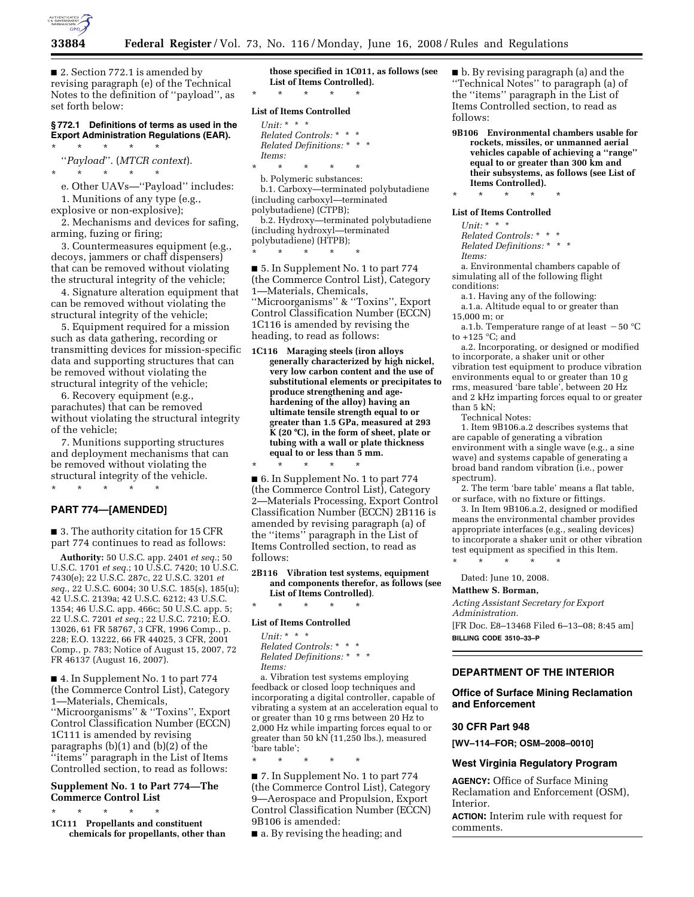■ 2. Section 772.1 is amended by revising paragraph (e) of the Technical Notes to the definition of ''payload'', as set forth below:

### § 772.1 Definitions of terms as used in the Export Administration Regulations (EAR).

\* \* \* \* \*

''*Payload*''. (*MTCR context*).

\* \* \* \* \*

e. Other UAVs—''Payload'' includes:

1. Munitions of any type (e.g., explosive or non-explosive);

2. Mechanisms and devices for safing, arming, fuzing or firing;

3. Countermeasures equipment (e.g., decoys, jammers or chaff dispensers) that can be removed without violating the structural integrity of the vehicle;

4. Signature alteration equipment that can be removed without violating the structural integrity of the vehicle;

5. Equipment required for a mission such as data gathering, recording or transmitting devices for mission-specific data and supporting structures that can be removed without violating the structural integrity of the vehicle;

6. Recovery equipment (e.g., parachutes) that can be removed without violating the structural integrity of the vehicle;

7. Munitions supporting structures and deployment mechanisms that can be removed without violating the structural integrity of the vehicle.

\* \* \* \* \*

## PART 774—[AMENDED]

■ 3. The authority citation for 15 CFR part 774 continues to read as follows:

**Authority:** 50 U.S.C. app. 2401 *et seq.*; 50 U.S.C. 1701 *et seq.*; 10 U.S.C. 7420; 10 U.S.C. 7430(e); 22 U.S.C. 287c, 22 U.S.C. 3201 *et seq.*, 22 U.S.C. 6004; 30 U.S.C. 185(s), 185(u); 42 U.S.C. 2139a; 42 U.S.C. 6212; 43 U.S.C. 1354; 46 U.S.C. app. 466c; 50 U.S.C. app. 5; 22 U.S.C. 7201 *et seq.*; 22 U.S.C. 7210; E.O. 13026, 61 FR 58767, 3 CFR, 1996 Comp., p. 228; E.O. 13222, 66 FR 44025, 3 CFR, 2001 Comp., p. 783; Notice of August 15, 2007, 72 FR 46137 (August 16, 2007).

■ 4. In Supplement No. 1 to part 774 (the Commerce Control List), Category 1—Materials, Chemicals, ''Microorganisms'' & ''Toxins'', Export Control Classification Number (ECCN) 1C111 is amended by revising paragraphs (b)(1) and (b)(2) of the ''items'' paragraph in the List of Items Controlled section, to read as follows:

### Supplement No. 1 to Part 774—The Commerce Control List

\* \* \* \* \*

**1C111 Propellants and constituent chemicals for propellants, other than those specified in 1C011, as follows (see List of Items Controlled).**

\* \* \* \* \*

**List of Items Controlled**

*Unit:* \* \* \*
*Related Controls:* \* \* \*
*Related Definitions:* \* \* \*
*Items:*

\* \* \* \* \*

b. Polymeric substances:

b.1. Carboxy—terminated polybutadiene (including carboxyl—terminated polybutadiene) (CTPB);

b.2. Hydroxy—terminated polybutadiene (including hydroxyl—terminated polybutadiene) (HTPB);

\* \* \* \* \*

■ 5. In Supplement No. 1 to part 774 (the Commerce Control List), Category 1—Materials, Chemicals, ''Microorganisms'' & ''Toxins'', Export Control Classification Number (ECCN) 1C116 is amended by revising the heading, to read as follows:

**1C116 Maraging steels (iron alloys generally characterized by high nickel, very low carbon content and the use of substitutional elements or precipitates to produce strengthening and age-hardening of the alloy) having an ultimate tensile strength equal to or greater than 1.5 GPa, measured at 293 K (20 °C), in the form of sheet, plate or tubing with a wall or plate thickness equal to or less than 5 mm.**

\* \* \* \* \*

■ 6. In Supplement No. 1 to part 774 (the Commerce Control List), Category 2—Materials Processing, Export Control Classification Number (ECCN) 2B116 is amended by revising paragraph (a) of the ''items'' paragraph in the List of Items Controlled section, to read as follows:

**2B116 Vibration test systems, equipment and components therefor, as follows (see List of Items Controlled).**

\* \* \* \* \*

**List of Items Controlled**

*Unit:* \* \* \*
*Related Controls:* \* \* \*
*Related Definitions:* \* \* \*
*Items:*

a. Vibration test systems employing feedback or closed loop techniques and incorporating a digital controller, capable of vibrating a system at an acceleration equal to or greater than 10 g rms between 20 Hz to 2,000 Hz while imparting forces equal to or greater than 50 kN (11,250 lbs.), measured 'bare table';

\* \* \* \* \*

■ 7. In Supplement No. 1 to part 774 (the Commerce Control List), Category 9—Aerospace and Propulsion, Export Control Classification Number (ECCN) 9B106 is amended:

■ a. By revising the heading; and

■ b. By revising paragraph (a) and the ''Technical Notes'' to paragraph (a) of the ''items'' paragraph in the List of Items Controlled section, to read as follows:

**9B106 Environmental chambers usable for rockets, missiles, or unmanned aerial vehicles capable of achieving a ''range'' equal to or greater than 300 km and their subsystems, as follows (see List of Items Controlled).**

\* \* \* \* \*

**List of Items Controlled**

*Unit:* \* \* \*
*Related Controls:* \* \* \*
*Related Definitions:* \* \* \*
*Items:*

a. Environmental chambers capable of simulating all of the following flight conditions:

a.1. Having any of the following:

a.1.a. Altitude equal to or greater than 15,000 m; or

a.1.b. Temperature range of at least −50 °C to +125 °C; and

a.2. Incorporating, or designed or modified to incorporate, a shaker unit or other vibration test equipment to produce vibration environments equal to or greater than 10 g rms, measured 'bare table', between 20 Hz and 2 kHz imparting forces equal to or greater than 5 kN;

Technical Notes:

1. Item 9B106.a.2 describes systems that are capable of generating a vibration environment with a single wave (e.g., a sine wave) and systems capable of generating a broad band random vibration (i.e., power spectrum).

2. The term 'bare table' means a flat table, or surface, with no fixture or fittings.

3. In Item 9B106.a.2, designed or modified means the environmental chamber provides appropriate interfaces (e.g., sealing devices) to incorporate a shaker unit or other vibration test equipment as specified in this Item.

\* \* \* \* \*

Dated: June 10, 2008.

**Matthew S. Borman,**

*Acting Assistant Secretary for Export Administration.*

[FR Doc. E8–13468 Filed 6–13–08; 8:45 am]

**BILLING CODE 3510–33–P**

## DEPARTMENT OF THE INTERIOR

### Office of Surface Mining Reclamation and Enforcement

### 30 CFR Part 948

**[WV–114–FOR; OSM–2008–0010]**

### West Virginia Regulatory Program

**AGENCY:** Office of Surface Mining Reclamation and Enforcement (OSM), Interior.

**ACTION:** Interim rule with request for comments.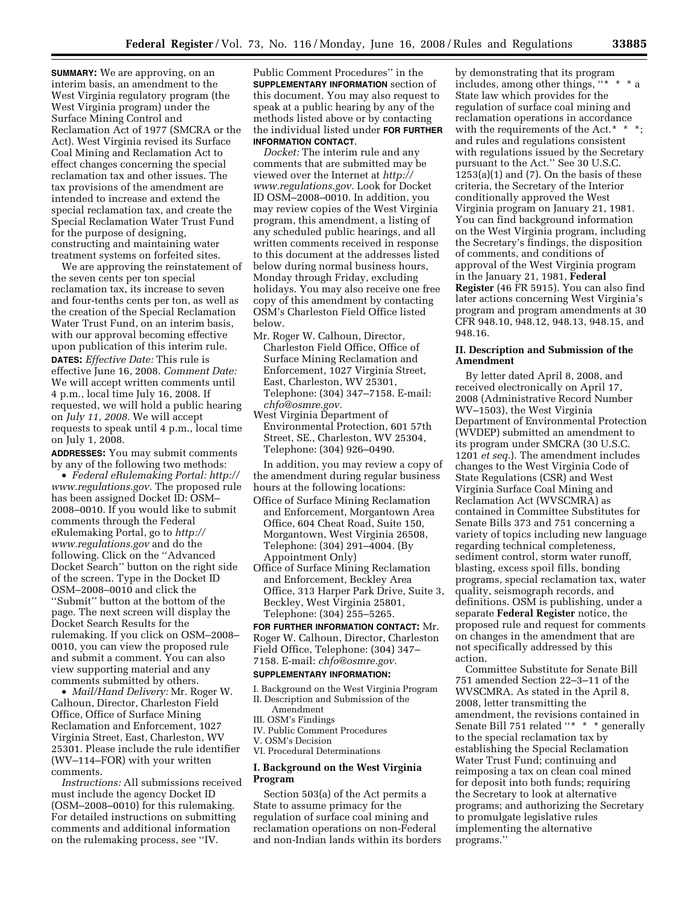**SUMMARY:** We are approving, on an interim basis, an amendment to the West Virginia regulatory program (the West Virginia program) under the Surface Mining Control and Reclamation Act of 1977 (SMCRA or the Act). West Virginia revised its Surface Coal Mining and Reclamation Act to effect changes concerning the special reclamation tax and other issues. The tax provisions of the amendment are intended to increase and extend the special reclamation tax, and create the Special Reclamation Water Trust Fund for the purpose of designing, constructing and maintaining water treatment systems on forfeited sites.

We are approving the reinstatement of the seven cents per ton special reclamation tax, its increase to seven and four-tenths cents per ton, as well as the creation of the Special Reclamation Water Trust Fund, on an interim basis, with our approval becoming effective upon publication of this interim rule.

**DATES:** *Effective Date:* This rule is effective June 16, 2008. *Comment Date:* We will accept written comments until 4 p.m., local time July 16, 2008. If requested, we will hold a public hearing on *July 11, 2008.* We will accept requests to speak until 4 p.m., local time on July 1, 2008.

**ADDRESSES:** You may submit comments by any of the following two methods:

- *Federal eRulemaking Portal: http://www.regulations.gov.* The proposed rule has been assigned Docket ID: OSM–2008–0010. If you would like to submit comments through the Federal eRulemaking Portal, go to *http://www.regulations.gov* and do the following. Click on the ''Advanced Docket Search'' button on the right side of the screen. Type in the Docket ID OSM–2008–0010 and click the ''Submit'' button at the bottom of the page. The next screen will display the Docket Search Results for the rulemaking. If you click on OSM–2008–0010, you can view the proposed rule and submit a comment. You can also view supporting material and any comments submitted by others.
- *Mail/Hand Delivery:* Mr. Roger W. Calhoun, Director, Charleston Field Office, Office of Surface Mining Reclamation and Enforcement, 1027 Virginia Street, East, Charleston, WV 25301. Please include the rule identifier (WV–114–FOR) with your written comments.

*Instructions:* All submissions received must include the agency Docket ID (OSM–2008–0010) for this rulemaking. For detailed instructions on submitting comments and additional information on the rulemaking process, see ''IV. Public Comment Procedures'' in the **SUPPLEMENTARY INFORMATION** section of this document. You may also request to speak at a public hearing by any of the methods listed above or by contacting the individual listed under **FOR FURTHER INFORMATION CONTACT**.

*Docket:* The interim rule and any comments that are submitted may be viewed over the Internet at *http://www.regulations.gov.* Look for Docket ID OSM–2008–0010. In addition, you may review copies of the West Virginia program, this amendment, a listing of any scheduled public hearings, and all written comments received in response to this document at the addresses listed below during normal business hours, Monday through Friday, excluding holidays. You may also receive one free copy of this amendment by contacting OSM's Charleston Field Office listed below.

Mr. Roger W. Calhoun, Director, Charleston Field Office, Office of Surface Mining Reclamation and Enforcement, 1027 Virginia Street, East, Charleston, WV 25301, Telephone: (304) 347–7158. E-mail: *chfo@osmre.gov.*

West Virginia Department of Environmental Protection, 601 57th Street, SE., Charleston, WV 25304, Telephone: (304) 926–0490.

In addition, you may review a copy of the amendment during regular business hours at the following locations:

Office of Surface Mining Reclamation and Enforcement, Morgantown Area Office, 604 Cheat Road, Suite 150, Morgantown, West Virginia 26508, Telephone: (304) 291–4004. (By Appointment Only)

Office of Surface Mining Reclamation and Enforcement, Beckley Area Office, 313 Harper Park Drive, Suite 3, Beckley, West Virginia 25801, Telephone: (304) 255–5265.

**FOR FURTHER INFORMATION CONTACT:** Mr. Roger W. Calhoun, Director, Charleston Field Office, Telephone: (304) 347–7158. E-mail: *chfo@osmre.gov.*

**SUPPLEMENTARY INFORMATION:**

I. Background on the West Virginia Program
II. Description and Submission of the Amendment
III. OSM's Findings
IV. Public Comment Procedures
V. OSM's Decision
VI. Procedural Determinations

## I. Background on the West Virginia Program

Section 503(a) of the Act permits a State to assume primacy for the regulation of surface coal mining and reclamation operations on non-Federal and non-Indian lands within its borders by demonstrating that its program includes, among other things, ''* * * a State law which provides for the regulation of surface coal mining and reclamation operations in accordance with the requirements of the Act.* * *; and rules and regulations consistent with regulations issued by the Secretary pursuant to the Act.'' See 30 U.S.C. 1253(a)(1) and (7). On the basis of these criteria, the Secretary of the Interior conditionally approved the West Virginia program on January 21, 1981. You can find background information on the West Virginia program, including the Secretary's findings, the disposition of comments, and conditions of approval of the West Virginia program in the January 21, 1981, **Federal Register** (46 FR 5915). You can also find later actions concerning West Virginia's program and program amendments at 30 CFR 948.10, 948.12, 948.13, 948.15, and 948.16.

## II. Description and Submission of the Amendment

By letter dated April 8, 2008, and received electronically on April 17, 2008 (Administrative Record Number WV–1503), the West Virginia Department of Environmental Protection (WVDEP) submitted an amendment to its program under SMCRA (30 U.S.C. 1201 *et seq.*). The amendment includes changes to the West Virginia Code of State Regulations (CSR) and West Virginia Surface Coal Mining and Reclamation Act (WVSCMRA) as contained in Committee Substitutes for Senate Bills 373 and 751 concerning a variety of topics including new language regarding technical completeness, sediment control, storm water runoff, blasting, excess spoil fills, bonding programs, special reclamation tax, water quality, seismograph records, and definitions. OSM is publishing, under a separate **Federal Register** notice, the proposed rule and request for comments on changes in the amendment that are not specifically addressed by this action.

Committee Substitute for Senate Bill 751 amended Section 22–3–11 of the WVSCMRA. As stated in the April 8, 2008, letter transmitting the amendment, the revisions contained in Senate Bill 751 related ''* * * generally to the special reclamation tax by establishing the Special Reclamation Water Trust Fund; continuing and reimposing a tax on clean coal mined for deposit into both funds; requiring the Secretary to look at alternative programs; and authorizing the Secretary to promulgate legislative rules implementing the alternative programs.''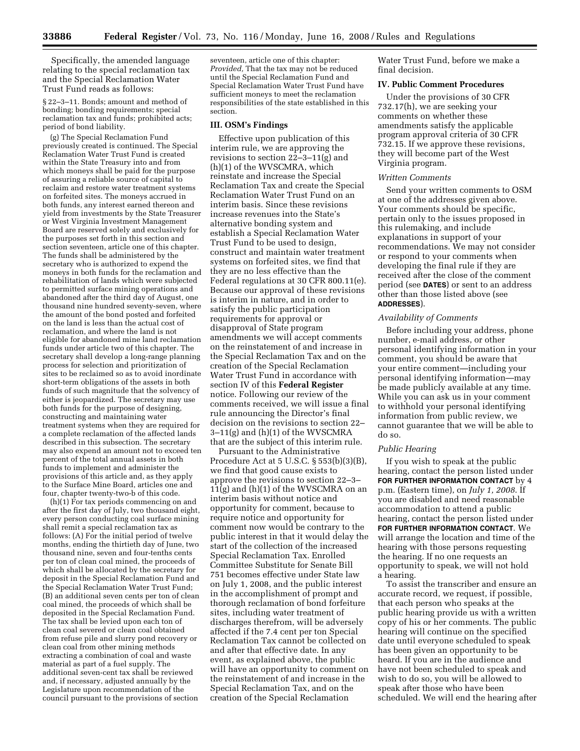Specifically, the amended language relating to the special reclamation tax and the Special Reclamation Water Trust Fund reads as follows:

§ 22–3–11. Bonds; amount and method of bonding; bonding requirements; special reclamation tax and funds; prohibited acts; period of bond liability.

(g) The Special Reclamation Fund previously created is continued. The Special Reclamation Water Trust Fund is created within the State Treasury into and from which moneys shall be paid for the purpose of assuring a reliable source of capital to reclaim and restore water treatment systems on forfeited sites. The moneys accrued in both funds, any interest earned thereon and yield from investments by the State Treasurer or West Virginia Investment Management Board are reserved solely and exclusively for the purposes set forth in this section and section seventeen, article one of this chapter. The funds shall be administered by the secretary who is authorized to expend the moneys in both funds for the reclamation and rehabilitation of lands which were subjected to permitted surface mining operations and abandoned after the third day of August, one thousand nine hundred seventy-seven, where the amount of the bond posted and forfeited on the land is less than the actual cost of reclamation, and where the land is not eligible for abandoned mine land reclamation funds under article two of this chapter. The secretary shall develop a long-range planning process for selection and prioritization of sites to be reclaimed so as to avoid inordinate short-term obligations of the assets in both funds of such magnitude that the solvency of either is jeopardized. The secretary may use both funds for the purpose of designing, constructing and maintaining water treatment systems when they are required for a complete reclamation of the affected lands described in this subsection. The secretary may also expend an amount not to exceed ten percent of the total annual assets in both funds to implement and administer the provisions of this article and, as they apply to the Surface Mine Board, articles one and four, chapter twenty-two-b of this code.

(h)(1) For tax periods commencing on and after the first day of July, two thousand eight, every person conducting coal surface mining shall remit a special reclamation tax as follows: (A) For the initial period of twelve months, ending the thirtieth day of June, two thousand nine, seven and four-tenths cents per ton of clean coal mined, the proceeds of which shall be allocated by the secretary for deposit in the Special Reclamation Fund and the Special Reclamation Water Trust Fund; (B) an additional seven cents per ton of clean coal mined, the proceeds of which shall be deposited in the Special Reclamation Fund. The tax shall be levied upon each ton of clean coal severed or clean coal obtained from refuse pile and slurry pond recovery or clean coal from other mining methods extracting a combination of coal and waste material as part of a fuel supply. The additional seven-cent tax shall be reviewed and, if necessary, adjusted annually by the Legislature upon recommendation of the council pursuant to the provisions of section seventeen, article one of this chapter: *Provided,* That the tax may not be reduced until the Special Reclamation Fund and Special Reclamation Water Trust Fund have sufficient moneys to meet the reclamation responsibilities of the state established in this section.

## III. OSM's Findings

Effective upon publication of this interim rule, we are approving the revisions to section 22–3–11(g) and (h)(1) of the WVSCMRA, which reinstate and increase the Special Reclamation Tax and create the Special Reclamation Water Trust Fund on an interim basis. Since these revisions increase revenues into the State's alternative bonding system and establish a Special Reclamation Water Trust Fund to be used to design, construct and maintain water treatment systems on forfeited sites, we find that they are no less effective than the Federal regulations at 30 CFR 800.11(e). Because our approval of these revisions is interim in nature, and in order to satisfy the public participation requirements for approval or disapproval of State program amendments we will accept comments on the reinstatement of and increase in the Special Reclamation Tax and on the creation of the Special Reclamation Water Trust Fund in accordance with section IV of this **Federal Register** notice. Following our review of the comments received, we will issue a final rule announcing the Director's final decision on the revisions to section 22–3–11(g) and (h)(1) of the WVSCMRA that are the subject of this interim rule.

Pursuant to the Administrative Procedure Act at 5 U.S.C. § 553(b)(3)(B), we find that good cause exists to approve the revisions to section 22–3–11(g) and (h)(1) of the WVSCMRA on an interim basis without notice and opportunity for comment, because to require notice and opportunity for comment now would be contrary to the public interest in that it would delay the start of the collection of the increased Special Reclamation Tax. Enrolled Committee Substitute for Senate Bill 751 becomes effective under State law on July 1, 2008, and the public interest in the accomplishment of prompt and thorough reclamation of bond forfeiture sites, including water treatment of discharges therefrom, will be adversely affected if the 7.4 cent per ton Special Reclamation Tax cannot be collected on and after that effective date. In any event, as explained above, the public will have an opportunity to comment on the reinstatement of and increase in the Special Reclamation Tax, and on the creation of the Special Reclamation Water Trust Fund, before we make a final decision.

## IV. Public Comment Procedures

Under the provisions of 30 CFR 732.17(h), we are seeking your comments on whether these amendments satisfy the applicable program approval criteria of 30 CFR 732.15. If we approve these revisions, they will become part of the West Virginia program.

### *Written Comments*

Send your written comments to OSM at one of the addresses given above. Your comments should be specific, pertain only to the issues proposed in this rulemaking, and include explanations in support of your recommendations. We may not consider or respond to your comments when developing the final rule if they are received after the close of the comment period (see **DATES**) or sent to an address other than those listed above (see **ADDRESSES**).

### *Availability of Comments*

Before including your address, phone number, e-mail address, or other personal identifying information in your comment, you should be aware that your entire comment—including your personal identifying information—may be made publicly available at any time. While you can ask us in your comment to withhold your personal identifying information from public review, we cannot guarantee that we will be able to do so.

### *Public Hearing*

If you wish to speak at the public hearing, contact the person listed under **FOR FURTHER INFORMATION CONTACT** by 4 p.m. (Eastern time), on *July 1, 2008*. If you are disabled and need reasonable accommodation to attend a public hearing, contact the person listed under **FOR FURTHER INFORMATION CONTACT**. We will arrange the location and time of the hearing with those persons requesting the hearing. If no one requests an opportunity to speak, we will not hold a hearing.

To assist the transcriber and ensure an accurate record, we request, if possible, that each person who speaks at the public hearing provide us with a written copy of his or her comments. The public hearing will continue on the specified date until everyone scheduled to speak has been given an opportunity to be heard. If you are in the audience and have not been scheduled to speak and wish to do so, you will be allowed to speak after those who have been scheduled. We will end the hearing after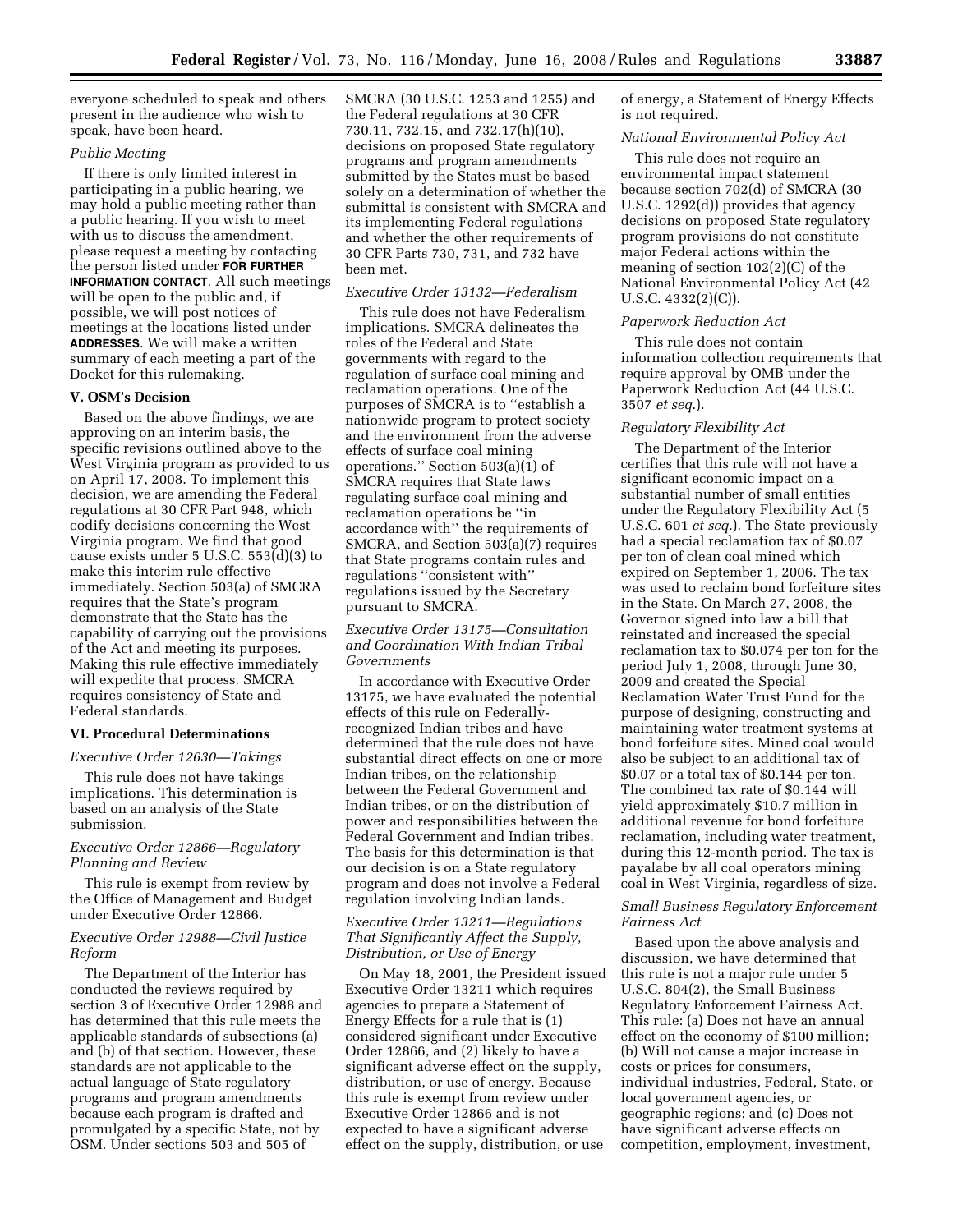everyone scheduled to speak and others present in the audience who wish to speak, have been heard.

*Public Meeting*

If there is only limited interest in participating in a public hearing, we may hold a public meeting rather than a public hearing. If you wish to meet with us to discuss the amendment, please request a meeting by contacting the person listed under **FOR FURTHER INFORMATION CONTACT**. All such meetings will be open to the public and, if possible, we will post notices of meetings at the locations listed under **ADDRESSES**. We will make a written summary of each meeting a part of the Docket for this rulemaking.

### V. OSM's Decision

Based on the above findings, we are approving on an interim basis, the specific revisions outlined above to the West Virginia program as provided to us on April 17, 2008. To implement this decision, we are amending the Federal regulations at 30 CFR Part 948, which codify decisions concerning the West Virginia program. We find that good cause exists under 5 U.S.C. 553(d)(3) to make this interim rule effective immediately. Section 503(a) of SMCRA requires that the State's program demonstrate that the State has the capability of carrying out the provisions of the Act and meeting its purposes. Making this rule effective immediately will expedite that process. SMCRA requires consistency of State and Federal standards.

### VI. Procedural Determinations

*Executive Order 12630—Takings*

This rule does not have takings implications. This determination is based on an analysis of the State submission.

*Executive Order 12866—Regulatory Planning and Review*

This rule is exempt from review by the Office of Management and Budget under Executive Order 12866.

*Executive Order 12988—Civil Justice Reform*

The Department of the Interior has conducted the reviews required by section 3 of Executive Order 12988 and has determined that this rule meets the applicable standards of subsections (a) and (b) of that section. However, these standards are not applicable to the actual language of State regulatory programs and program amendments because each program is drafted and promulgated by a specific State, not by OSM. Under sections 503 and 505 of SMCRA (30 U.S.C. 1253 and 1255) and the Federal regulations at 30 CFR 730.11, 732.15, and 732.17(h)(10), decisions on proposed State regulatory programs and program amendments submitted by the States must be based solely on a determination of whether the submittal is consistent with SMCRA and its implementing Federal regulations and whether the other requirements of 30 CFR Parts 730, 731, and 732 have been met.

*Executive Order 13132—Federalism*

This rule does not have Federalism implications. SMCRA delineates the roles of the Federal and State governments with regard to the regulation of surface coal mining and reclamation operations. One of the purposes of SMCRA is to "establish a nationwide program to protect society and the environment from the adverse effects of surface coal mining operations." Section 503(a)(1) of SMCRA requires that State laws regulating surface coal mining and reclamation operations be "in accordance with" the requirements of SMCRA, and Section 503(a)(7) requires that State programs contain rules and regulations "consistent with" regulations issued by the Secretary pursuant to SMCRA.

*Executive Order 13175—Consultation and Coordination With Indian Tribal Governments*

In accordance with Executive Order 13175, we have evaluated the potential effects of this rule on Federally-recognized Indian tribes and have determined that the rule does not have substantial direct effects on one or more Indian tribes, on the relationship between the Federal Government and Indian tribes, or on the distribution of power and responsibilities between the Federal Government and Indian tribes. The basis for this determination is that our decision is on a State regulatory program and does not involve a Federal regulation involving Indian lands.

*Executive Order 13211—Regulations That Significantly Affect the Supply, Distribution, or Use of Energy*

On May 18, 2001, the President issued Executive Order 13211 which requires agencies to prepare a Statement of Energy Effects for a rule that is (1) considered significant under Executive Order 12866, and (2) likely to have a significant adverse effect on the supply, distribution, or use of energy. Because this rule is exempt from review under Executive Order 12866 and is not expected to have a significant adverse effect on the supply, distribution, or use of energy, a Statement of Energy Effects is not required.

*National Environmental Policy Act*

This rule does not require an environmental impact statement because section 702(d) of SMCRA (30 U.S.C. 1292(d)) provides that agency decisions on proposed State regulatory program provisions do not constitute major Federal actions within the meaning of section 102(2)(C) of the National Environmental Policy Act (42 U.S.C. 4332(2)(C)).

*Paperwork Reduction Act*

This rule does not contain information collection requirements that require approval by OMB under the Paperwork Reduction Act (44 U.S.C. 3507 *et seq.*).

*Regulatory Flexibility Act*

The Department of the Interior certifies that this rule will not have a significant economic impact on a substantial number of small entities under the Regulatory Flexibility Act (5 U.S.C. 601 *et seq.*). The State previously had a special reclamation tax of $0.07 per ton of clean coal mined which expired on September 1, 2006. The tax was used to reclaim bond forfeiture sites in the State. On March 27, 2008, the Governor signed into law a bill that reinstated and increased the special reclamation tax to $0.074 per ton for the period July 1, 2008, through June 30, 2009 and created the Special Reclamation Water Trust Fund for the purpose of designing, constructing and maintaining water treatment systems at bond forfeiture sites. Mined coal would also be subject to an additional tax of $0.07 or a total tax of $0.144 per ton. The combined tax rate of $0.144 will yield approximately $10.7 million in additional revenue for bond forfeiture reclamation, including water treatment, during this 12-month period. The tax is payalabe by all coal operators mining coal in West Virginia, regardless of size.

*Small Business Regulatory Enforcement Fairness Act*

Based upon the above analysis and discussion, we have determined that this rule is not a major rule under 5 U.S.C. 804(2), the Small Business Regulatory Enforcement Fairness Act. This rule: (a) Does not have an annual effect on the economy of $100 million; (b) Will not cause a major increase in costs or prices for consumers, individual industries, Federal, State, or local government agencies, or geographic regions; and (c) Does not have significant adverse effects on competition, employment, investment,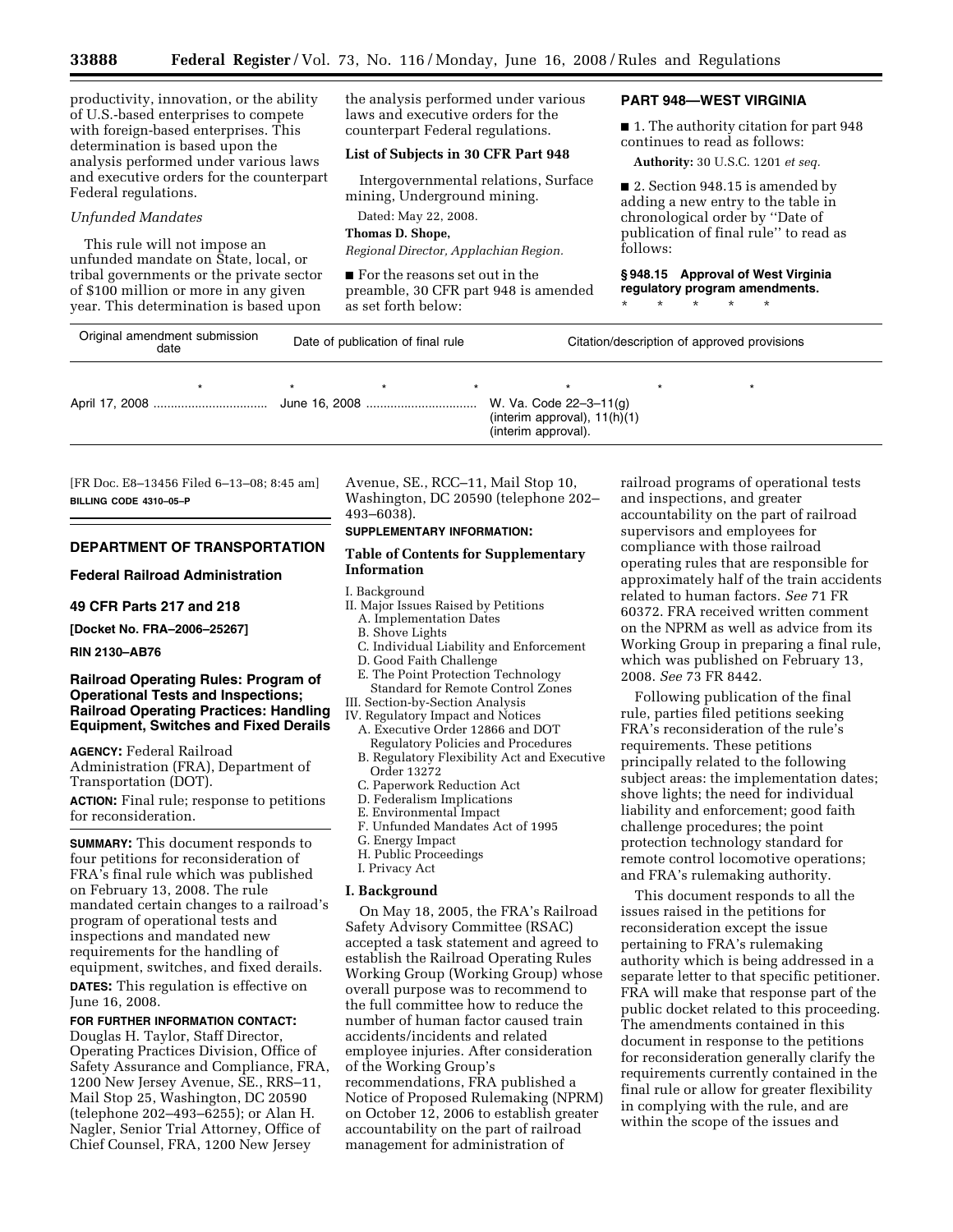productivity, innovation, or the ability of U.S.-based enterprises to compete with foreign-based enterprises. This determination is based upon the analysis performed under various laws and executive orders for the counterpart Federal regulations.

*Unfunded Mandates*

This rule will not impose an unfunded mandate on State, local, or tribal governments or the private sector of $100 million or more in any given year. This determination is based upon the analysis performed under various laws and executive orders for the counterpart Federal regulations.

**List of Subjects in 30 CFR Part 948**

Intergovernmental relations, Surface mining, Underground mining.

Dated: May 22, 2008.

**Thomas D. Shope,**

*Regional Director, Applachian Region.*

■ For the reasons set out in the preamble, 30 CFR part 948 is amended as set forth below:

**PART 948—WEST VIRGINIA**

■ 1. The authority citation for part 948 continues to read as follows:

**Authority:** 30 U.S.C. 1201 *et seq.*

■ 2. Section 948.15 is amended by adding a new entry to the table in chronological order by ''Date of publication of final rule'' to read as follows:

**§ 948.15 Approval of West Virginia regulatory program amendments.**

* * * * *

| Original amendment submission date | Date of publication of final rule | Citation/description of approved provisions |
|---|---|---|
| * * | * * | * * * |
| April 17, 2008 ................................ | June 16, 2008 ................................ | W. Va. Code 22–3–11(g) (interim approval), 11(h)(1) (interim approval). |

[FR Doc. E8–13456 Filed 6–13–08; 8:45 am]

**BILLING CODE 4310–05–P**

## DEPARTMENT OF TRANSPORTATION

## Federal Railroad Administration

## 49 CFR Parts 217 and 218

**[Docket No. FRA–2006–25267]**

**RIN 2130–AB76**

## Railroad Operating Rules: Program of Operational Tests and Inspections; Railroad Operating Practices: Handling Equipment, Switches and Fixed Derails

**AGENCY:** Federal Railroad Administration (FRA), Department of Transportation (DOT).

**ACTION:** Final rule; response to petitions for reconsideration.

**SUMMARY:** This document responds to four petitions for reconsideration of FRA's final rule which was published on February 13, 2008. The rule mandated certain changes to a railroad's program of operational tests and inspections and mandated new requirements for the handling of equipment, switches, and fixed derails.

**DATES:** This regulation is effective on June 16, 2008.

**FOR FURTHER INFORMATION CONTACT:** Douglas H. Taylor, Staff Director, Operating Practices Division, Office of Safety Assurance and Compliance, FRA, 1200 New Jersey Avenue, SE., RRS–11, Mail Stop 25, Washington, DC 20590 (telephone 202–493–6255); or Alan H. Nagler, Senior Trial Attorney, Office of Chief Counsel, FRA, 1200 New Jersey Avenue, SE., RCC–11, Mail Stop 10, Washington, DC 20590 (telephone 202–493–6038).

**SUPPLEMENTARY INFORMATION:**

**Table of Contents for Supplementary Information**

I. Background
II. Major Issues Raised by Petitions
  A. Implementation Dates
  B. Shove Lights
  C. Individual Liability and Enforcement
  D. Good Faith Challenge
  E. The Point Protection Technology Standard for Remote Control Zones
III. Section-by-Section Analysis
IV. Regulatory Impact and Notices
  A. Executive Order 12866 and DOT Regulatory Policies and Procedures
  B. Regulatory Flexibility Act and Executive Order 13272
  C. Paperwork Reduction Act
  D. Federalism Implications
  E. Environmental Impact
  F. Unfunded Mandates Act of 1995
  G. Energy Impact
  H. Public Proceedings
  I. Privacy Act

**I. Background**

On May 18, 2005, the FRA's Railroad Safety Advisory Committee (RSAC) accepted a task statement and agreed to establish the Railroad Operating Rules Working Group (Working Group) whose overall purpose was to recommend to the full committee how to reduce the number of human factor caused train accidents/incidents and related employee injuries. After consideration of the Working Group's recommendations, FRA published a Notice of Proposed Rulemaking (NPRM) on October 12, 2006 to establish greater accountability on the part of railroad management for administration of railroad programs of operational tests and inspections, and greater accountability on the part of railroad supervisors and employees for compliance with those railroad operating rules that are responsible for approximately half of the train accidents related to human factors. *See* 71 FR 60372. FRA received written comment on the NPRM as well as advice from its Working Group in preparing a final rule, which was published on February 13, 2008. *See* 73 FR 8442.

Following publication of the final rule, parties filed petitions seeking FRA's reconsideration of the rule's requirements. These petitions principally related to the following subject areas: the implementation dates; shove lights; the need for individual liability and enforcement; good faith challenge procedures; the point protection technology standard for remote control locomotive operations; and FRA's rulemaking authority.

This document responds to all the issues raised in the petitions for reconsideration except the issue pertaining to FRA's rulemaking authority which is being addressed in a separate letter to that specific petitioner. FRA will make that response part of the public docket related to this proceeding. The amendments contained in this document in response to the petitions for reconsideration generally clarify the requirements currently contained in the final rule or allow for greater flexibility in complying with the rule, and are within the scope of the issues and